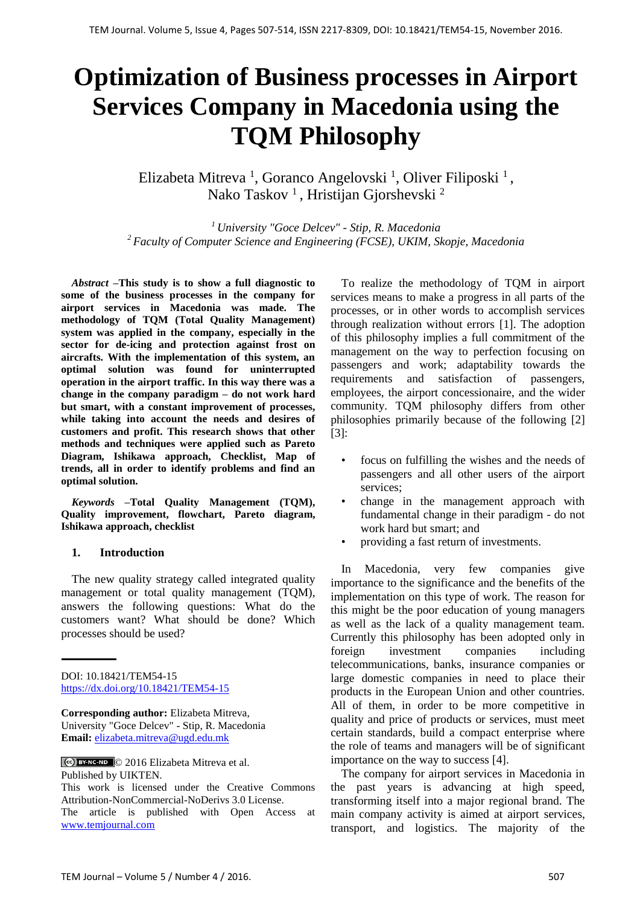# Optimization of Business processes in Airport Services Company in Macedonia using the TQM Philosophy

Elizabeta Mitreva [1], Goranco Angelovski [1], Oliver Filiposki [1], Nako Taskov [1], Hristijan Gjorshevski [2]

[1] *University "Goce Delcev" - Stip, R. Macedonia*
[2] *Faculty of Computer Science and Engineering (FCSE), UKIM, Skopje, Macedonia*

***Abstract*** **–This study is to show a full diagnostic to some of the business processes in the company for airport services in Macedonia was made. The methodology of TQM (Total Quality Management) system was applied in the company, especially in the sector for de-icing and protection against frost on aircrafts. With the implementation of this system, an optimal solution was found for uninterrupted operation in the airport traffic. In this way there was a change in the company paradigm – do not work hard but smart, with a constant improvement of processes, while taking into account the needs and desires of customers and profit. This research shows that other methods and techniques were applied such as Pareto Diagram, Ishikawa approach, Checklist, Map of trends, all in order to identify problems and find an optimal solution.**

***Keywords*** **–Total Quality Management (TQM), Quality improvement, flowchart, Pareto diagram, Ishikawa approach, checklist**

## 1. Introduction

The new quality strategy called integrated quality management or total quality management (TQM), answers the following questions: What do the customers want? What should be done? Which processes should be used?

DOI: 10.18421/TEM54-15
https://dx.doi.org/10.18421/TEM54-15

**Corresponding author:** Elizabeta Mitreva, University "Goce Delcev" - Stip, R. Macedonia
**Email:** elizabeta.mitreva@ugd.edu.mk

© 2016 Elizabeta Mitreva et al. Published by UIKTEN. This work is licensed under the Creative Commons Attribution-NonCommercial-NoDerivs 3.0 License. The article is published with Open Access at www.temjournal.com

To realize the methodology of TQM in airport services means to make a progress in all parts of the processes, or in other words to accomplish services through realization without errors [1]. The adoption of this philosophy implies a full commitment of the management on the way to perfection focusing on passengers and work; adaptability towards the requirements and satisfaction of passengers, employees, the airport concessionaire, and the wider community. TQM philosophy differs from other philosophies primarily because of the following [2] [3]:

- focus on fulfilling the wishes and the needs of passengers and all other users of the airport services;
- change in the management approach with fundamental change in their paradigm - do not work hard but smart; and
- providing a fast return of investments.

In Macedonia, very few companies give importance to the significance and the benefits of the implementation on this type of work. The reason for this might be the poor education of young managers as well as the lack of a quality management team. Currently this philosophy has been adopted only in foreign investment companies including telecommunications, banks, insurance companies or large domestic companies in need to place their products in the European Union and other countries. All of them, in order to be more competitive in quality and price of products or services, must meet certain standards, build a compact enterprise where the role of teams and managers will be of significant importance on the way to success [4].

The company for airport services in Macedonia in the past years is advancing at high speed, transforming itself into a major regional brand. The main company activity is aimed at airport services, transport, and logistics. The majority of the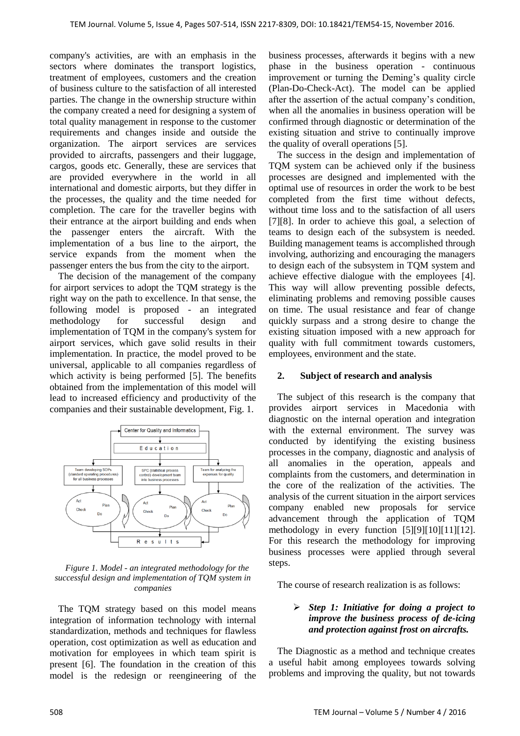company's activities, are with an emphasis in the sectors where dominates the transport logistics, treatment of employees, customers and the creation of business culture to the satisfaction of all interested parties. The change in the ownership structure within the company created a need for designing a system of total quality management in response to the customer requirements and changes inside and outside the organization. The airport services are services provided to aircrafts, passengers and their luggage, cargos, goods etc. Generally, these are services that are provided everywhere in the world in all international and domestic airports, but they differ in the processes, the quality and the time needed for completion. The care for the traveller begins with their entrance at the airport building and ends when the passenger enters the aircraft. With the implementation of a bus line to the airport, the service expands from the moment when the passenger enters the bus from the city to the airport.

The decision of the management of the company for airport services to adopt the TQM strategy is the right way on the path to excellence. In that sense, the following model is proposed - an integrated methodology for successful design and implementation of TQM in the company's system for airport services, which gave solid results in their implementation. In practice, the model proved to be universal, applicable to all companies regardless of which activity is being performed [5]. The benefits obtained from the implementation of this model will lead to increased efficiency and productivity of the companies and their sustainable development, Fig. 1.

*Figure 1. Model - an integrated methodology for the successful design and implementation of TQM system in companies*

The TQM strategy based on this model means integration of information technology with internal standardization, methods and techniques for flawless operation, cost optimization as well as education and motivation for employees in which team spirit is present [6]. The foundation in the creation of this model is the redesign or reengineering of the business processes, afterwards it begins with a new phase in the business operation - continuous improvement or turning the Deming's quality circle (Plan-Do-Check-Act). The model can be applied after the assertion of the actual company's condition, when all the anomalies in business operation will be confirmed through diagnostic or determination of the existing situation and strive to continually improve the quality of overall operations [5].

The success in the design and implementation of TQM system can be achieved only if the business processes are designed and implemented with the optimal use of resources in order the work to be best completed from the first time without defects, without time loss and to the satisfaction of all users [7][8]. In order to achieve this goal, a selection of teams to design each of the subsystem is needed. Building management teams is accomplished through involving, authorizing and encouraging the managers to design each of the subsystem in TQM system and achieve effective dialogue with the employees [4]. This way will allow preventing possible defects, eliminating problems and removing possible causes on time. The usual resistance and fear of change quickly surpass and a strong desire to change the existing situation imposed with a new approach for quality with full commitment towards customers, employees, environment and the state.

## 2. Subject of research and analysis

The subject of this research is the company that provides airport services in Macedonia with diagnostic on the internal operation and integration with the external environment. The survey was conducted by identifying the existing business processes in the company, diagnostic and analysis of all anomalies in the operation, appeals and complaints from the customers, and determination in the core of the realization of the activities. The analysis of the current situation in the airport services company enabled new proposals for service advancement through the application of TQM methodology in every function [5][9][10][11][12]. For this research the methodology for improving business processes were applied through several steps.

The course of research realization is as follows:

- ***Step 1: Initiative for doing a project to improve the business process of de-icing and protection against frost on aircrafts.***

The Diagnostic as a method and technique creates a useful habit among employees towards solving problems and improving the quality, but not towards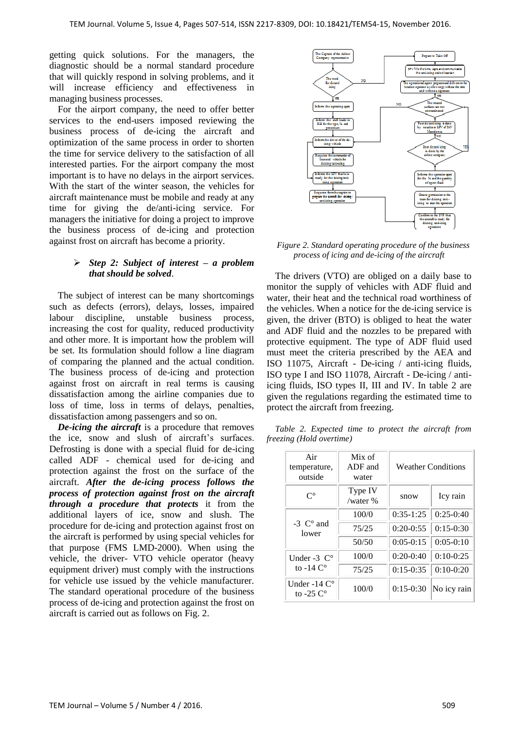getting quick solutions. For the managers, the diagnostic should be a normal standard procedure that will quickly respond in solving problems, and it will increase efficiency and effectiveness in managing business processes.

For the airport company, the need to offer better services to the end-users imposed reviewing the business process of de-icing the aircraft and optimization of the same process in order to shorten the time for service delivery to the satisfaction of all interested parties. For the airport company the most important is to have no delays in the airport services. With the start of the winter season, the vehicles for aircraft maintenance must be mobile and ready at any time for giving the de/anti-icing service. For managers the initiative for doing a project to improve the business process of de-icing and protection against frost on aircraft has become a priority.

- ***Step 2: Subject of interest – a problem that should be solved*.**

The subject of interest can be many shortcomings such as defects (errors), delays, losses, impaired labour discipline, unstable business process, increasing the cost for quality, reduced productivity and other more. It is important how the problem will be set. Its formulation should follow a line diagram of comparing the planned and the actual condition. The business process of de-icing and protection against frost on aircraft in real terms is causing dissatisfaction among the airline companies due to loss of time, loss in terms of delays, penalties, dissatisfaction among passengers and so on.

***De-icing the aircraft*** is a procedure that removes the ice, snow and slush of aircraft's surfaces. Defrosting is done with a special fluid for de-icing called ADF - chemical used for de-icing and protection against the frost on the surface of the aircraft. ***After the de-icing process follows the process of protection against frost on the aircraft through a procedure that protects*** it from the additional layers of ice, snow and slush. The procedure for de-icing and protection against frost on the aircraft is performed by using special vehicles for that purpose (FMS LMD-2000). When using the vehicle, the driver- VTO vehicle operator (heavy equipment driver) must comply with the instructions for vehicle use issued by the vehicle manufacturer. The standard operational procedure of the business process of de-icing and protection against the frost on aircraft is carried out as follows on Fig. 2.

*Figure 2. Standard operating procedure of the business process of icing and de-icing of the aircraft*

The drivers (VTO) are obliged on a daily base to monitor the supply of vehicles with ADF fluid and water, their heat and the technical road worthiness of the vehicles. When a notice for the de-icing service is given, the driver (BTO) is obliged to heat the water and ADF fluid and the nozzles to be prepared with protective equipment. The type of ADF fluid used must meet the criteria prescribed by the AEA and ISO 11075, Aircraft - De-icing / anti-icing fluids, ISO type I and ISO 11078, Aircraft - De-icing / anti-icing fluids, ISO types II, III and IV. In table 2 are given the regulations regarding the estimated time to protect the aircraft from freezing.

*Table 2. Expected time to protect the aircraft from freezing (Hold overtime)*

| Air temperature, outside | Mix of ADF and water | Weather Conditions | |
|---|---|---|---|
| C° | Type IV /water % | snow | Icy rain |
| -3 C° and lower | 100/0 | 0:35-1:25 | 0:25-0:40 |
| | 75/25 | 0:20-0:55 | 0:15-0:30 |
| | 50/50 | 0:05-0:15 | 0:05-0:10 |
| Under -3 C° to -14 C° | 100/0 | 0:20-0:40 | 0:10-0:25 |
| | 75/25 | 0:15-0:35 | 0:10-0:20 |
| Under -14 C° to -25 C° | 100/0 | 0:15-0:30 | No icy rain |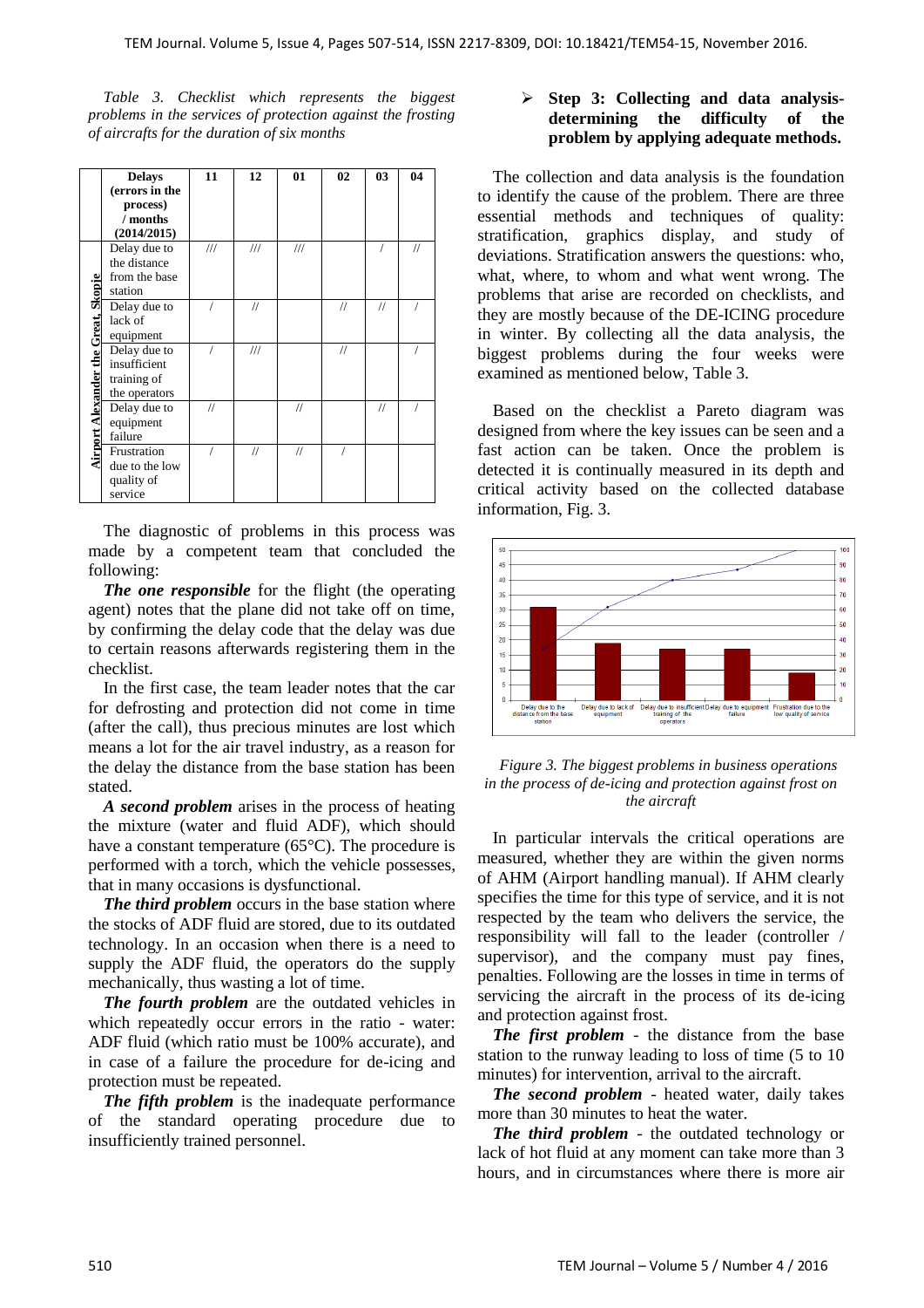*Table 3. Checklist which represents the biggest problems in the services of protection against the frosting of aircrafts for the duration of six months*

| | Delays (errors in the process) / months (2014/2015) | 11 | 12 | 01 | 02 | 03 | 04 |
|---|---|---|---|---|---|---|---|
| Airport Alexander the Great, Skopje | Delay due to the distance from the base station | /// | /// | /// | | / | // |
| | Delay due to lack of equipment | / | // | | // | // | / |
| | Delay due to insufficient training of the operators | / | /// | | // | | / |
| | Delay due to equipment failure | // | | // | | // | / |
| | Frustration due to the low quality of service | / | // | // | / | | |

The diagnostic of problems in this process was made by a competent team that concluded the following:

***The one responsible*** for the flight (the operating agent) notes that the plane did not take off on time, by confirming the delay code that the delay was due to certain reasons afterwards registering them in the checklist.

In the first case, the team leader notes that the car for defrosting and protection did not come in time (after the call), thus precious minutes are lost which means a lot for the air travel industry, as a reason for the delay the distance from the base station has been stated.

***A second problem*** arises in the process of heating the mixture (water and fluid ADF), which should have a constant temperature (65°C). The procedure is performed with a torch, which the vehicle possesses, that in many occasions is dysfunctional.

***The third problem*** occurs in the base station where the stocks of ADF fluid are stored, due to its outdated technology. In an occasion when there is a need to supply the ADF fluid, the operators do the supply mechanically, thus wasting a lot of time.

***The fourth problem*** are the outdated vehicles in which repeatedly occur errors in the ratio - water: ADF fluid (which ratio must be 100% accurate), and in case of a failure the procedure for de-icing and protection must be repeated.

***The fifth problem*** is the inadequate performance of the standard operating procedure due to insufficiently trained personnel.

- **Step 3: Collecting and data analysis- determining the difficulty of the problem by applying adequate methods.**

The collection and data analysis is the foundation to identify the cause of the problem. There are three essential methods and techniques of quality: stratification, graphics display, and study of deviations. Stratification answers the questions: who, what, where, to whom and what went wrong. The problems that arise are recorded on checklists, and they are mostly because of the DE-ICING procedure in winter. By collecting all the data analysis, the biggest problems during the four weeks were examined as mentioned below, Table 3.

Based on the checklist a Pareto diagram was designed from where the key issues can be seen and a fast action can be taken. Once the problem is detected it is continually measured in its depth and critical activity based on the collected database information, Fig. 3.

*Figure 3. The biggest problems in business operations in the process of de-icing and protection against frost on the aircraft*

In particular intervals the critical operations are measured, whether they are within the given norms of AHM (Airport handling manual). If AHM clearly specifies the time for this type of service, and it is not respected by the team who delivers the service, the responsibility will fall to the leader (controller / supervisor), and the company must pay fines, penalties. Following are the losses in time in terms of servicing the aircraft in the process of its de-icing and protection against frost.

***The first problem*** - the distance from the base station to the runway leading to loss of time (5 to 10 minutes) for intervention, arrival to the aircraft.

***The second problem*** - heated water, daily takes more than 30 minutes to heat the water.

***The third problem*** - the outdated technology or lack of hot fluid at any moment can take more than 3 hours, and in circumstances where there is more air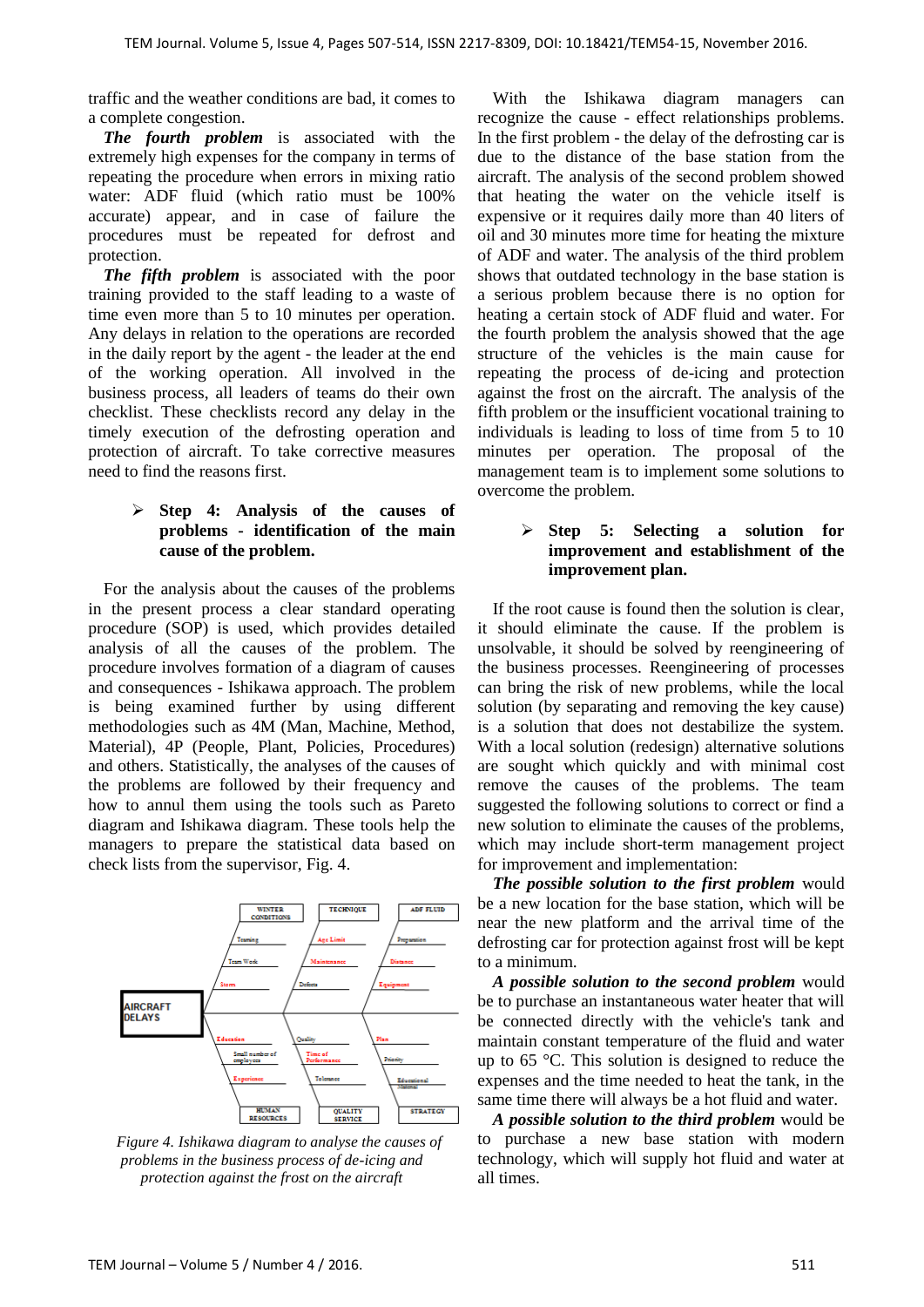traffic and the weather conditions are bad, it comes to a complete congestion.

***The fourth problem*** is associated with the extremely high expenses for the company in terms of repeating the procedure when errors in mixing ratio water: ADF fluid (which ratio must be 100% accurate) appear, and in case of failure the procedures must be repeated for defrost and protection.

***The fifth problem*** is associated with the poor training provided to the staff leading to a waste of time even more than 5 to 10 minutes per operation. Any delays in relation to the operations are recorded in the daily report by the agent - the leader at the end of the working operation. All involved in the business process, all leaders of teams do their own checklist. These checklists record any delay in the timely execution of the defrosting operation and protection of aircraft. To take corrective measures need to find the reasons first.

- **Step 4: Analysis of the causes of problems - identification of the main cause of the problem.**

For the analysis about the causes of the problems in the present process a clear standard operating procedure (SOP) is used, which provides detailed analysis of all the causes of the problem. The procedure involves formation of a diagram of causes and consequences - Ishikawa approach. The problem is being examined further by using different methodologies such as 4M (Man, Machine, Method, Material), 4P (People, Plant, Policies, Procedures) and others. Statistically, the analyses of the causes of the problems are followed by their frequency and how to annul them using the tools such as Pareto diagram and Ishikawa diagram. These tools help the managers to prepare the statistical data based on check lists from the supervisor, Fig. 4.

*Figure 4. Ishikawa diagram to analyse the causes of problems in the business process of de-icing and protection against the frost on the aircraft*

With the Ishikawa diagram managers can recognize the cause - effect relationships problems. In the first problem - the delay of the defrosting car is due to the distance of the base station from the aircraft. The analysis of the second problem showed that heating the water on the vehicle itself is expensive or it requires daily more than 40 liters of oil and 30 minutes more time for heating the mixture of ADF and water. The analysis of the third problem shows that outdated technology in the base station is a serious problem because there is no option for heating a certain stock of ADF fluid and water. For the fourth problem the analysis showed that the age structure of the vehicles is the main cause for repeating the process of de-icing and protection against the frost on the aircraft. The analysis of the fifth problem or the insufficient vocational training to individuals is leading to loss of time from 5 to 10 minutes per operation. The proposal of the management team is to implement some solutions to overcome the problem.

- **Step 5: Selecting a solution for improvement and establishment of the improvement plan.**

If the root cause is found then the solution is clear, it should eliminate the cause. If the problem is unsolvable, it should be solved by reengineering of the business processes. Reengineering of processes can bring the risk of new problems, while the local solution (by separating and removing the key cause) is a solution that does not destabilize the system. With a local solution (redesign) alternative solutions are sought which quickly and with minimal cost remove the causes of the problems. The team suggested the following solutions to correct or find a new solution to eliminate the causes of the problems, which may include short-term management project for improvement and implementation:

***The possible solution to the first problem*** would be a new location for the base station, which will be near the new platform and the arrival time of the defrosting car for protection against frost will be kept to a minimum.

***A possible solution to the second problem*** would be to purchase an instantaneous water heater that will be connected directly with the vehicle's tank and maintain constant temperature of the fluid and water up to 65 °C. This solution is designed to reduce the expenses and the time needed to heat the tank, in the same time there will always be a hot fluid and water.

***A possible solution to the third problem*** would be to purchase a new base station with modern technology, which will supply hot fluid and water at all times.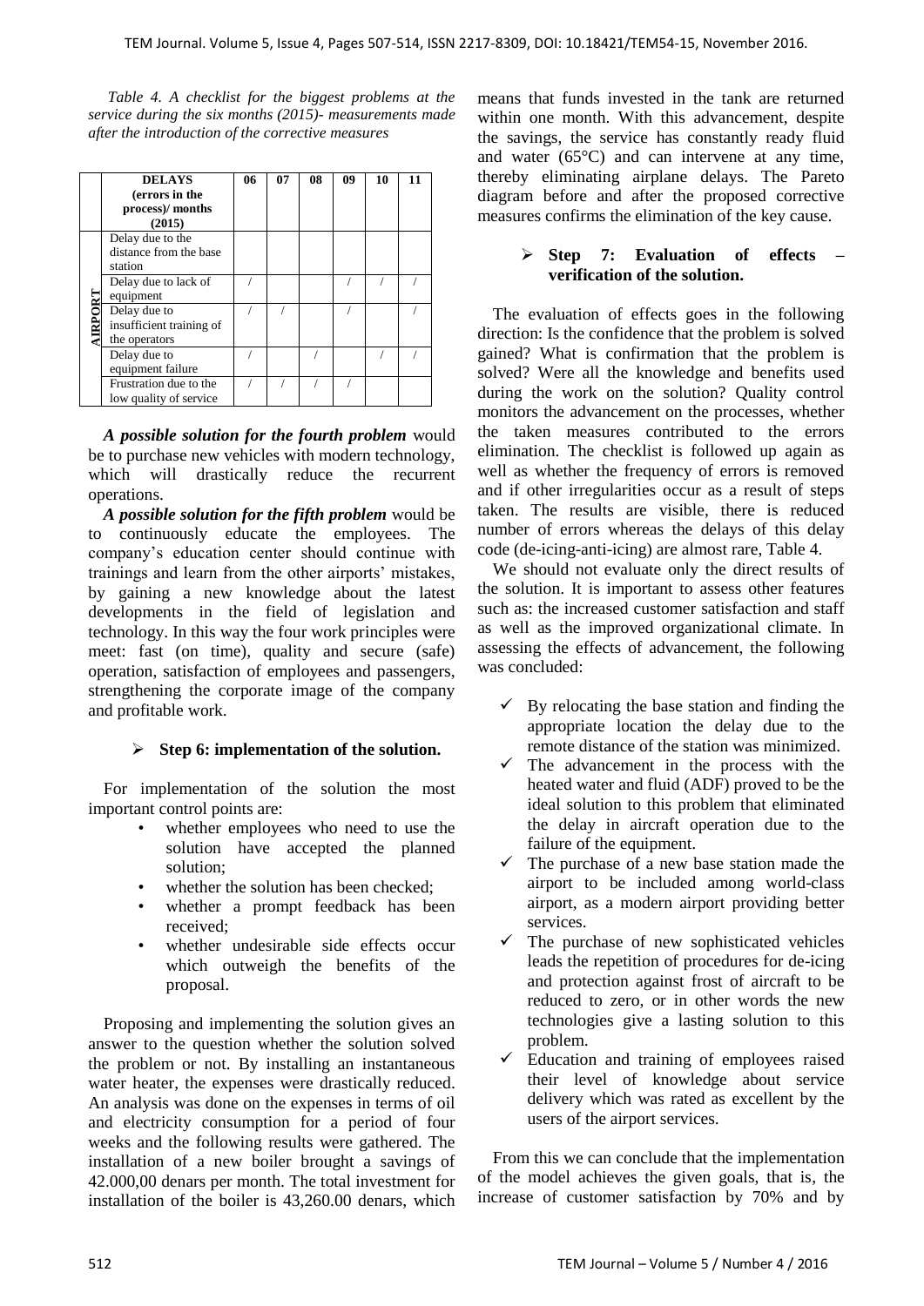*Table 4. A checklist for the biggest problems at the service during the six months (2015)- measurements made after the introduction of the corrective measures*

| | **DELAYS (errors in the process)/ months (2015)** | **06** | **07** | **08** | **09** | **10** | **11** |
|---|---|---|---|---|---|---|---|
| **AIRPORT** | Delay due to the distance from the base station | | | | | | |
| | Delay due to lack of equipment | / | | | / | / | / |
| | Delay due to insufficient training of the operators | / | / | | / | | / |
| | Delay due to equipment failure | / | | / | | / | / |
| | Frustration due to the low quality of service | / | / | / | / | | |

***A possible solution for the fourth problem*** would be to purchase new vehicles with modern technology, which will drastically reduce the recurrent operations.

***A possible solution for the fifth problem*** would be to continuously educate the employees. The company's education center should continue with trainings and learn from the other airports' mistakes, by gaining a new knowledge about the latest developments in the field of legislation and technology. In this way the four work principles were meet: fast (on time), quality and secure (safe) operation, satisfaction of employees and passengers, strengthening the corporate image of the company and profitable work.

- **Step 6: implementation of the solution.**

For implementation of the solution the most important control points are:

- whether employees who need to use the solution have accepted the planned solution;
- whether the solution has been checked;
- whether a prompt feedback has been received;
- whether undesirable side effects occur which outweigh the benefits of the proposal.

Proposing and implementing the solution gives an answer to the question whether the solution solved the problem or not. By installing an instantaneous water heater, the expenses were drastically reduced. An analysis was done on the expenses in terms of oil and electricity consumption for a period of four weeks and the following results were gathered. The installation of a new boiler brought a savings of 42.000,00 denars per month. The total investment for installation of the boiler is 43,260.00 denars, which means that funds invested in the tank are returned within one month. With this advancement, despite the savings, the service has constantly ready fluid and water (65°C) and can intervene at any time, thereby eliminating airplane delays. The Pareto diagram before and after the proposed corrective measures confirms the elimination of the key cause.

- **Step 7: Evaluation of effects – verification of the solution.**

The evaluation of effects goes in the following direction: Is the confidence that the problem is solved gained? What is confirmation that the problem is solved? Were all the knowledge and benefits used during the work on the solution? Quality control monitors the advancement on the processes, whether the taken measures contributed to the errors elimination. The checklist is followed up again as well as whether the frequency of errors is removed and if other irregularities occur as a result of steps taken. The results are visible, there is reduced number of errors whereas the delays of this delay code (de-icing-anti-icing) are almost rare, Table 4.

We should not evaluate only the direct results of the solution. It is important to assess other features such as: the increased customer satisfaction and staff as well as the improved organizational climate. In assessing the effects of advancement, the following was concluded:

- ✓ By relocating the base station and finding the appropriate location the delay due to the remote distance of the station was minimized.
- ✓ The advancement in the process with the heated water and fluid (ADF) proved to be the ideal solution to this problem that eliminated the delay in aircraft operation due to the failure of the equipment.
- ✓ The purchase of a new base station made the airport to be included among world-class airport, as a modern airport providing better services.
- ✓ The purchase of new sophisticated vehicles leads the repetition of procedures for de-icing and protection against frost of aircraft to be reduced to zero, or in other words the new technologies give a lasting solution to this problem.
- ✓ Education and training of employees raised their level of knowledge about service delivery which was rated as excellent by the users of the airport services.

From this we can conclude that the implementation of the model achieves the given goals, that is, the increase of customer satisfaction by 70% and by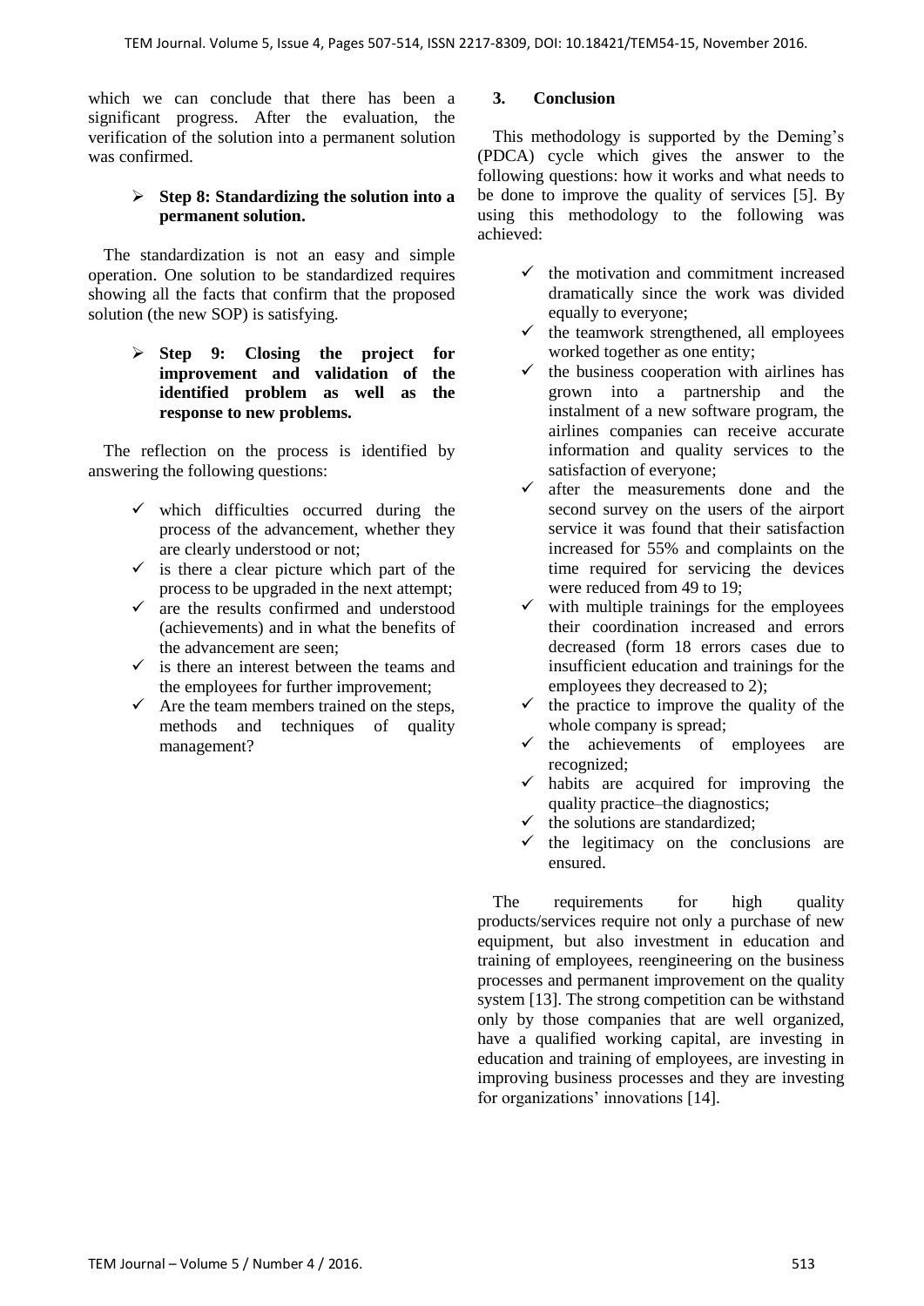which we can conclude that there has been a significant progress. After the evaluation, the verification of the solution into a permanent solution was confirmed.

- **Step 8: Standardizing the solution into a permanent solution.**

The standardization is not an easy and simple operation. One solution to be standardized requires showing all the facts that confirm that the proposed solution (the new SOP) is satisfying.

- **Step 9: Closing the project for improvement and validation of the identified problem as well as the response to new problems.**

The reflection on the process is identified by answering the following questions:

- which difficulties occurred during the process of the advancement, whether they are clearly understood or not;
- is there a clear picture which part of the process to be upgraded in the next attempt;
- are the results confirmed and understood (achievements) and in what the benefits of the advancement are seen;
- is there an interest between the teams and the employees for further improvement;
- Are the team members trained on the steps, methods and techniques of quality management?

## 3. Conclusion

This methodology is supported by the Deming's (PDCA) cycle which gives the answer to the following questions: how it works and what needs to be done to improve the quality of services [5]. By using this methodology to the following was achieved:

- the motivation and commitment increased dramatically since the work was divided equally to everyone;
- the teamwork strengthened, all employees worked together as one entity;
- the business cooperation with airlines has grown into a partnership and the instalment of a new software program, the airlines companies can receive accurate information and quality services to the satisfaction of everyone;
- after the measurements done and the second survey on the users of the airport service it was found that their satisfaction increased for 55% and complaints on the time required for servicing the devices were reduced from 49 to 19;
- with multiple trainings for the employees their coordination increased and errors decreased (form 18 errors cases due to insufficient education and trainings for the employees they decreased to 2);
- the practice to improve the quality of the whole company is spread;
- the achievements of employees are recognized;
- habits are acquired for improving the quality practice–the diagnostics;
- the solutions are standardized;
- the legitimacy on the conclusions are ensured.

The requirements for high quality products/services require not only a purchase of new equipment, but also investment in education and training of employees, reengineering on the business processes and permanent improvement on the quality system [13]. The strong competition can be withstand only by those companies that are well organized, have a qualified working capital, are investing in education and training of employees, are investing in improving business processes and they are investing for organizations' innovations [14].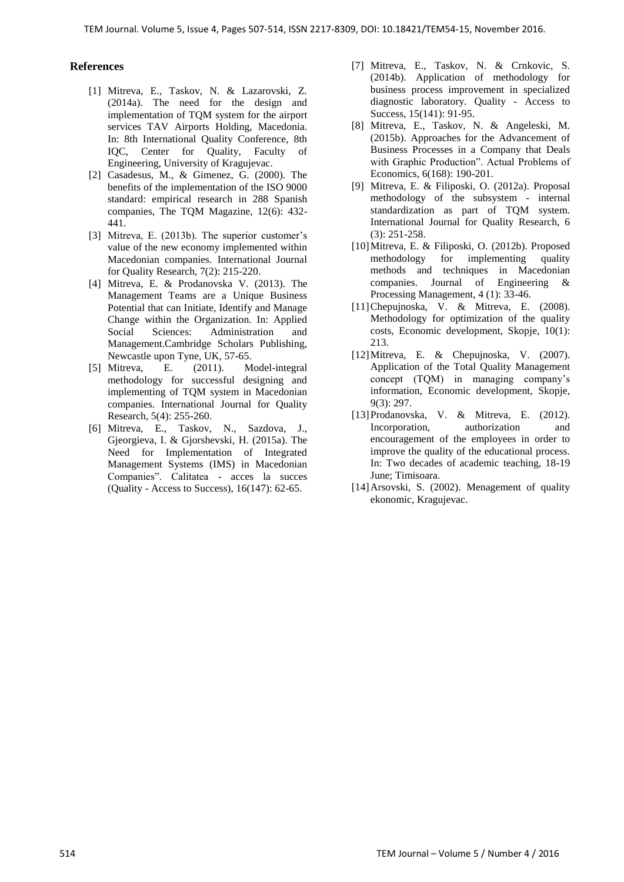## References

[1] Mitreva, E., Taskov, N. & Lazarovski, Z. (2014a). The need for the design and implementation of TQM system for the airport services TAV Airports Holding, Macedonia. In: 8th International Quality Conference, 8th IQC, Center for Quality, Faculty of Engineering, University of Kragujevac.

[2] Casadesus, M., & Gimenez, G. (2000). The benefits of the implementation of the ISO 9000 standard: empirical research in 288 Spanish companies, The TQM Magazine, 12(6): 432-441.

[3] Mitreva, E. (2013b). The superior customer's value of the new economy implemented within Macedonian companies. International Journal for Quality Research, 7(2): 215-220.

[4] Mitreva, E. & Prodanovska V. (2013). The Management Teams are a Unique Business Potential that can Initiate, Identify and Manage Change within the Organization. In: Applied Social Sciences: Administration and Management.Cambridge Scholars Publishing, Newcastle upon Tyne, UK, 57-65.

[5] Mitreva, E. (2011). Model-integral methodology for successful designing and implementing of TQM system in Macedonian companies. International Journal for Quality Research, 5(4): 255-260.

[6] Mitreva, E., Taskov, N., Sazdova, J., Gjeorgieva, I. & Gjorshevski, H. (2015a). The Need for Implementation of Integrated Management Systems (IMS) in Macedonian Companies". Calitatea - acces la succes (Quality - Access to Success), 16(147): 62-65.

[7] Mitreva, E., Taskov, N. & Crnkovic, S. (2014b). Application of methodology for business process improvement in specialized diagnostic laboratory. Quality - Access to Success, 15(141): 91-95.

[8] Mitreva, E., Taskov, N. & Angeleski, M. (2015b). Approaches for the Advancement of Business Processes in a Company that Deals with Graphic Production". Actual Problems of Economics, 6(168): 190-201.

[9] Mitreva, E. & Filiposki, O. (2012a). Proposal methodology of the subsystem - internal standardization as part of TQM system. International Journal for Quality Research, 6 (3): 251-258.

[10] Mitreva, E. & Filiposki, O. (2012b). Proposed methodology for implementing quality methods and techniques in Macedonian companies. Journal of Engineering & Processing Management, 4 (1): 33-46.

[11] Chepujnoska, V. & Mitreva, E. (2008). Methodology for optimization of the quality costs, Economic development, Skopje, 10(1): 213.

[12] Mitreva, E. & Chepujnoska, V. (2007). Application of the Total Quality Management concept (TQM) in managing company's information, Economic development, Skopje, 9(3): 297.

[13] Prodanovska, V. & Mitreva, E. (2012). Incorporation, authorization and encouragement of the employees in order to improve the quality of the educational process. In: Two decades of academic teaching, 18-19 June; Timisoara.

[14] Arsovski, S. (2002). Menagement of quality ekonomic, Kragujevac.